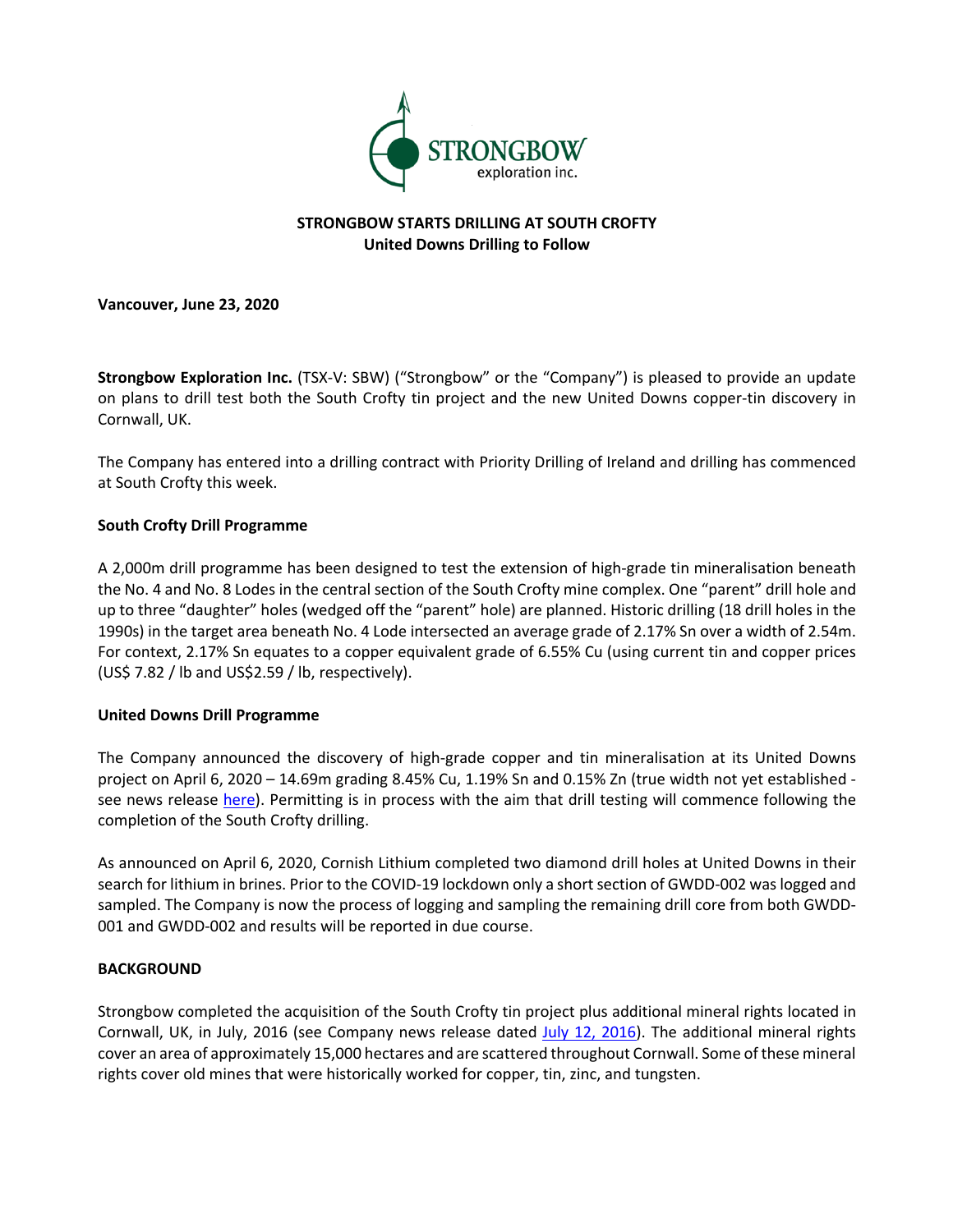**STRONGBOW STARTS DRILLING AT SOUTH CROFTY**
**United Downs Drilling to Follow**

**Vancouver, June 23, 2020**

**Strongbow Exploration Inc.** (TSX-V: SBW) ("Strongbow" or the "Company") is pleased to provide an update on plans to drill test both the South Crofty tin project and the new United Downs copper-tin discovery in Cornwall, UK.

The Company has entered into a drilling contract with Priority Drilling of Ireland and drilling has commenced at South Crofty this week.

**South Crofty Drill Programme**

A 2,000m drill programme has been designed to test the extension of high-grade tin mineralisation beneath the No. 4 and No. 8 Lodes in the central section of the South Crofty mine complex. One "parent" drill hole and up to three "daughter" holes (wedged off the "parent" hole) are planned. Historic drilling (18 drill holes in the 1990s) in the target area beneath No. 4 Lode intersected an average grade of 2.17% Sn over a width of 2.54m. For context, 2.17% Sn equates to a copper equivalent grade of 6.55% Cu (using current tin and copper prices (US$ 7.82 / lb and US$2.59 / lb, respectively).

**United Downs Drill Programme**

The Company announced the discovery of high-grade copper and tin mineralisation at its United Downs project on April 6, 2020 – 14.69m grading 8.45% Cu, 1.19% Sn and 0.15% Zn (true width not yet established - see news release here). Permitting is in process with the aim that drill testing will commence following the completion of the South Crofty drilling.

As announced on April 6, 2020, Cornish Lithium completed two diamond drill holes at United Downs in their search for lithium in brines. Prior to the COVID-19 lockdown only a short section of GWDD-002 was logged and sampled. The Company is now the process of logging and sampling the remaining drill core from both GWDD-001 and GWDD-002 and results will be reported in due course.

**BACKGROUND**

Strongbow completed the acquisition of the South Crofty tin project plus additional mineral rights located in Cornwall, UK, in July, 2016 (see Company news release dated July 12, 2016). The additional mineral rights cover an area of approximately 15,000 hectares and are scattered throughout Cornwall. Some of these mineral rights cover old mines that were historically worked for copper, tin, zinc, and tungsten.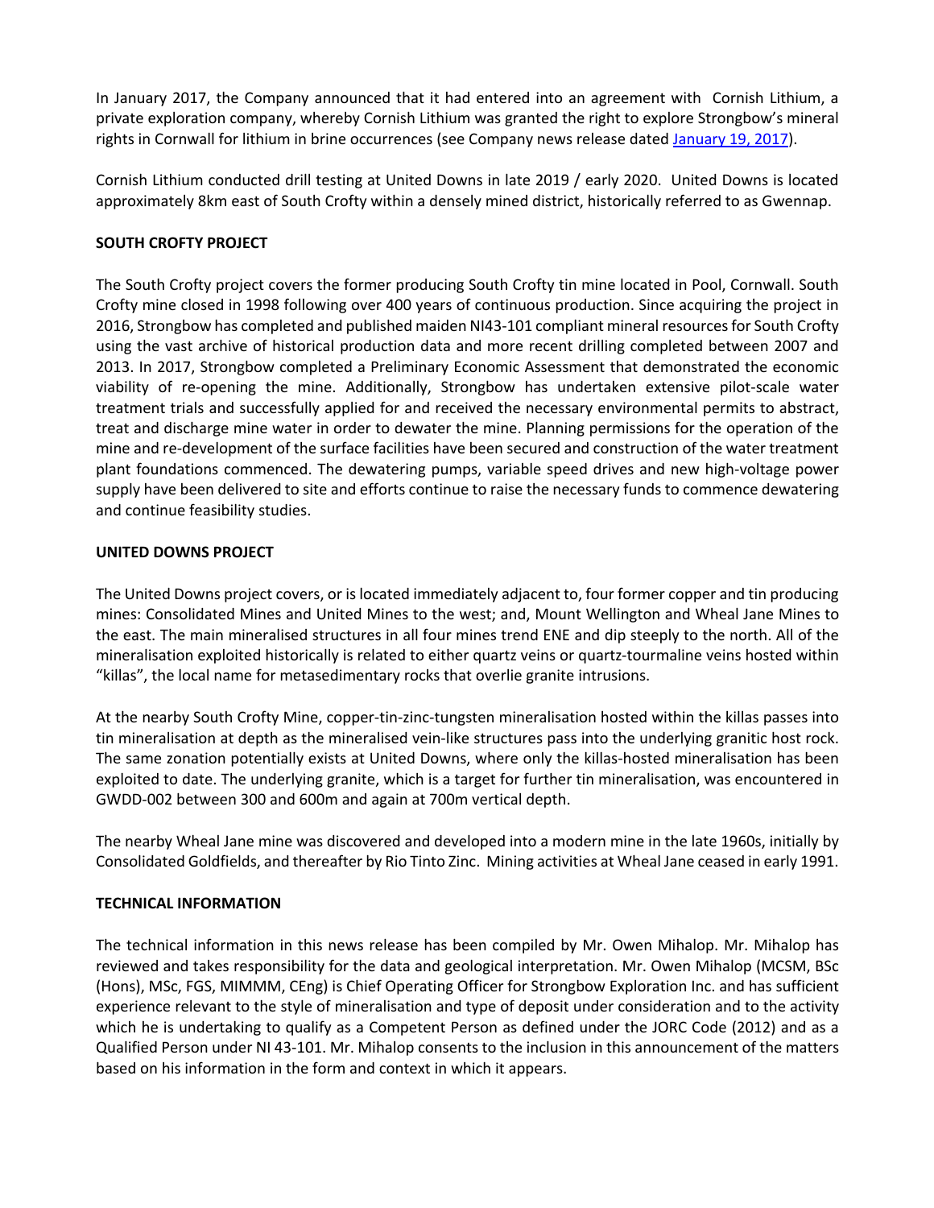In January 2017, the Company announced that it had entered into an agreement with Cornish Lithium, a private exploration company, whereby Cornish Lithium was granted the right to explore Strongbow's mineral rights in Cornwall for lithium in brine occurrences (see Company news release dated January 19, 2017).

Cornish Lithium conducted drill testing at United Downs in late 2019 / early 2020. United Downs is located approximately 8km east of South Crofty within a densely mined district, historically referred to as Gwennap.

**SOUTH CROFTY PROJECT**

The South Crofty project covers the former producing South Crofty tin mine located in Pool, Cornwall. South Crofty mine closed in 1998 following over 400 years of continuous production. Since acquiring the project in 2016, Strongbow has completed and published maiden NI43-101 compliant mineral resources for South Crofty using the vast archive of historical production data and more recent drilling completed between 2007 and 2013. In 2017, Strongbow completed a Preliminary Economic Assessment that demonstrated the economic viability of re-opening the mine. Additionally, Strongbow has undertaken extensive pilot-scale water treatment trials and successfully applied for and received the necessary environmental permits to abstract, treat and discharge mine water in order to dewater the mine. Planning permissions for the operation of the mine and re-development of the surface facilities have been secured and construction of the water treatment plant foundations commenced. The dewatering pumps, variable speed drives and new high-voltage power supply have been delivered to site and efforts continue to raise the necessary funds to commence dewatering and continue feasibility studies.

**UNITED DOWNS PROJECT**

The United Downs project covers, or is located immediately adjacent to, four former copper and tin producing mines: Consolidated Mines and United Mines to the west; and, Mount Wellington and Wheal Jane Mines to the east. The main mineralised structures in all four mines trend ENE and dip steeply to the north. All of the mineralisation exploited historically is related to either quartz veins or quartz-tourmaline veins hosted within "killas", the local name for metasedimentary rocks that overlie granite intrusions.

At the nearby South Crofty Mine, copper-tin-zinc-tungsten mineralisation hosted within the killas passes into tin mineralisation at depth as the mineralised vein-like structures pass into the underlying granitic host rock. The same zonation potentially exists at United Downs, where only the killas-hosted mineralisation has been exploited to date. The underlying granite, which is a target for further tin mineralisation, was encountered in GWDD-002 between 300 and 600m and again at 700m vertical depth.

The nearby Wheal Jane mine was discovered and developed into a modern mine in the late 1960s, initially by Consolidated Goldfields, and thereafter by Rio Tinto Zinc. Mining activities at Wheal Jane ceased in early 1991.

**TECHNICAL INFORMATION**

The technical information in this news release has been compiled by Mr. Owen Mihalop. Mr. Mihalop has reviewed and takes responsibility for the data and geological interpretation. Mr. Owen Mihalop (MCSM, BSc (Hons), MSc, FGS, MIMMM, CEng) is Chief Operating Officer for Strongbow Exploration Inc. and has sufficient experience relevant to the style of mineralisation and type of deposit under consideration and to the activity which he is undertaking to qualify as a Competent Person as defined under the JORC Code (2012) and as a Qualified Person under NI 43-101. Mr. Mihalop consents to the inclusion in this announcement of the matters based on his information in the form and context in which it appears.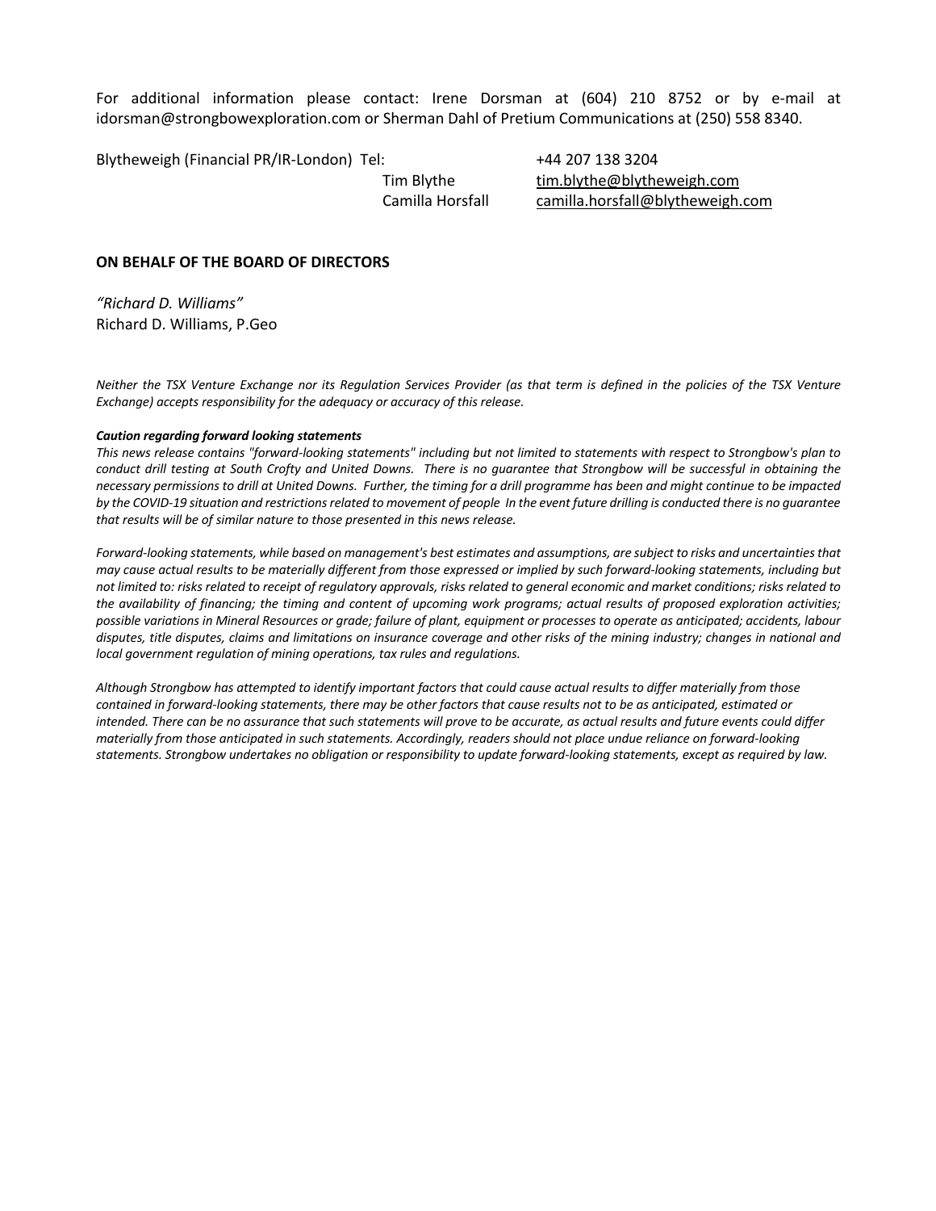For additional information please contact: Irene Dorsman at (604) 210 8752 or by e-mail at idorsman@strongbowexploration.com or Sherman Dahl of Pretium Communications at (250) 558 8340.

| | | |
|---|---|---|
| Blytheweigh (Financial PR/IR-London) Tel: | | +44 207 138 3204 |
| | Tim Blythe | tim.blythe@blytheweigh.com |
| | Camilla Horsfall | camilla.horsfall@blytheweigh.com |

**ON BEHALF OF THE BOARD OF DIRECTORS**

*"Richard D. Williams"*
Richard D. Williams, P.Geo

*Neither the TSX Venture Exchange nor its Regulation Services Provider (as that term is defined in the policies of the TSX Venture Exchange) accepts responsibility for the adequacy or accuracy of this release.*

***Caution regarding forward looking statements***

*This news release contains "forward-looking statements" including but not limited to statements with respect to Strongbow's plan to conduct drill testing at South Crofty and United Downs. There is no guarantee that Strongbow will be successful in obtaining the necessary permissions to drill at United Downs. Further, the timing for a drill programme has been and might continue to be impacted by the COVID-19 situation and restrictions related to movement of people In the event future drilling is conducted there is no guarantee that results will be of similar nature to those presented in this news release.*

*Forward-looking statements, while based on management's best estimates and assumptions, are subject to risks and uncertainties that may cause actual results to be materially different from those expressed or implied by such forward-looking statements, including but not limited to: risks related to receipt of regulatory approvals, risks related to general economic and market conditions; risks related to the availability of financing; the timing and content of upcoming work programs; actual results of proposed exploration activities; possible variations in Mineral Resources or grade; failure of plant, equipment or processes to operate as anticipated; accidents, labour disputes, title disputes, claims and limitations on insurance coverage and other risks of the mining industry; changes in national and local government regulation of mining operations, tax rules and regulations.*

*Although Strongbow has attempted to identify important factors that could cause actual results to differ materially from those contained in forward-looking statements, there may be other factors that cause results not to be as anticipated, estimated or intended. There can be no assurance that such statements will prove to be accurate, as actual results and future events could differ materially from those anticipated in such statements. Accordingly, readers should not place undue reliance on forward-looking statements. Strongbow undertakes no obligation or responsibility to update forward-looking statements, except as required by law.*